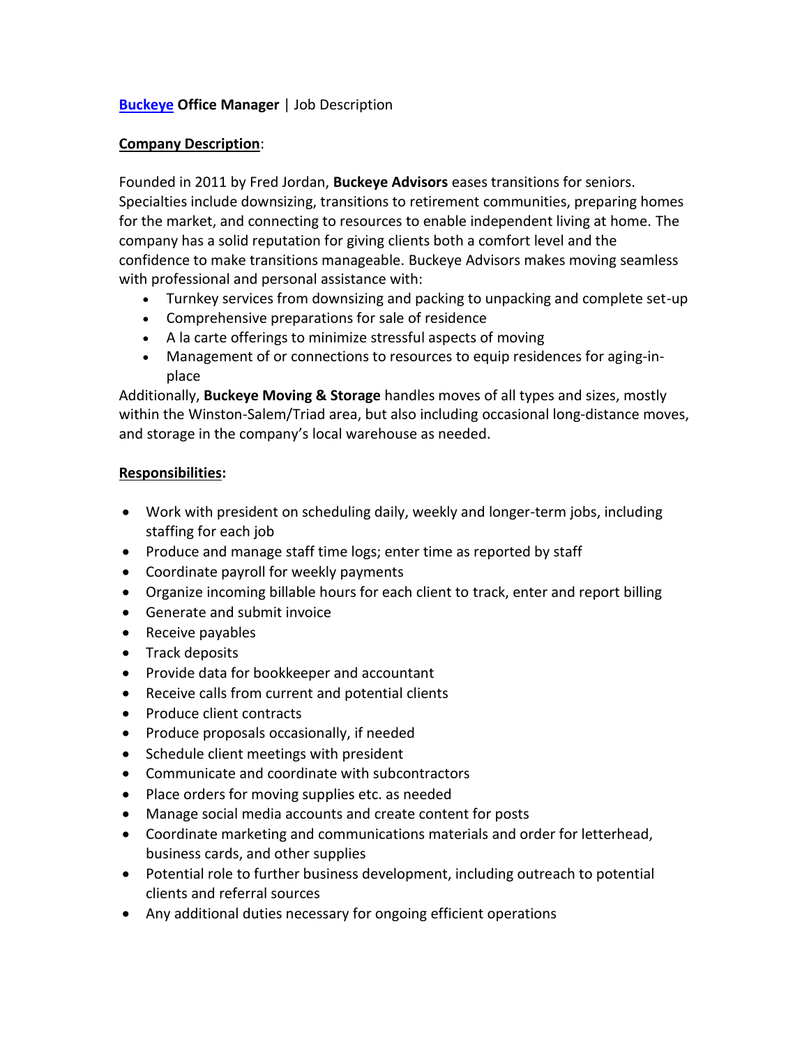**[Buckeye](#) Office Manager** | Job Description

**Company Description**:

Founded in 2011 by Fred Jordan, **Buckeye Advisors** eases transitions for seniors. Specialties include downsizing, transitions to retirement communities, preparing homes for the market, and connecting to resources to enable independent living at home. The company has a solid reputation for giving clients both a comfort level and the confidence to make transitions manageable. Buckeye Advisors makes moving seamless with professional and personal assistance with:

- Turnkey services from downsizing and packing to unpacking and complete set-up
- Comprehensive preparations for sale of residence
- A la carte offerings to minimize stressful aspects of moving
- Management of or connections to resources to equip residences for aging-in-place

Additionally, **Buckeye Moving & Storage** handles moves of all types and sizes, mostly within the Winston-Salem/Triad area, but also including occasional long-distance moves, and storage in the company's local warehouse as needed.

**Responsibilities:**

- Work with president on scheduling daily, weekly and longer-term jobs, including staffing for each job
- Produce and manage staff time logs; enter time as reported by staff
- Coordinate payroll for weekly payments
- Organize incoming billable hours for each client to track, enter and report billing
- Generate and submit invoice
- Receive payables
- Track deposits
- Provide data for bookkeeper and accountant
- Receive calls from current and potential clients
- Produce client contracts
- Produce proposals occasionally, if needed
- Schedule client meetings with president
- Communicate and coordinate with subcontractors
- Place orders for moving supplies etc. as needed
- Manage social media accounts and create content for posts
- Coordinate marketing and communications materials and order for letterhead, business cards, and other supplies
- Potential role to further business development, including outreach to potential clients and referral sources
- Any additional duties necessary for ongoing efficient operations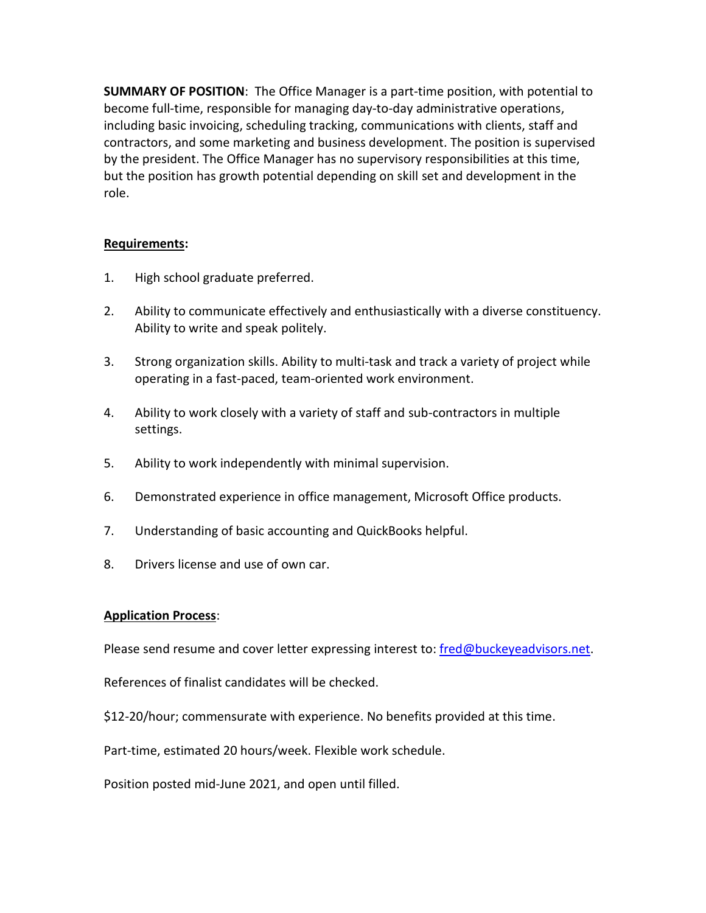**SUMMARY OF POSITION**: The Office Manager is a part-time position, with potential to become full-time, responsible for managing day-to-day administrative operations, including basic invoicing, scheduling tracking, communications with clients, staff and contractors, and some marketing and business development. The position is supervised by the president. The Office Manager has no supervisory responsibilities at this time, but the position has growth potential depending on skill set and development in the role.

**Requirements:**

1. High school graduate preferred.
2. Ability to communicate effectively and enthusiastically with a diverse constituency. Ability to write and speak politely.
3. Strong organization skills. Ability to multi-task and track a variety of project while operating in a fast-paced, team-oriented work environment.
4. Ability to work closely with a variety of staff and sub-contractors in multiple settings.
5. Ability to work independently with minimal supervision.
6. Demonstrated experience in office management, Microsoft Office products.
7. Understanding of basic accounting and QuickBooks helpful.
8. Drivers license and use of own car.

**Application Process**:

Please send resume and cover letter expressing interest to: fred@buckeyeadvisors.net.

References of finalist candidates will be checked.

$12-20/hour; commensurate with experience. No benefits provided at this time.

Part-time, estimated 20 hours/week. Flexible work schedule.

Position posted mid-June 2021, and open until filled.